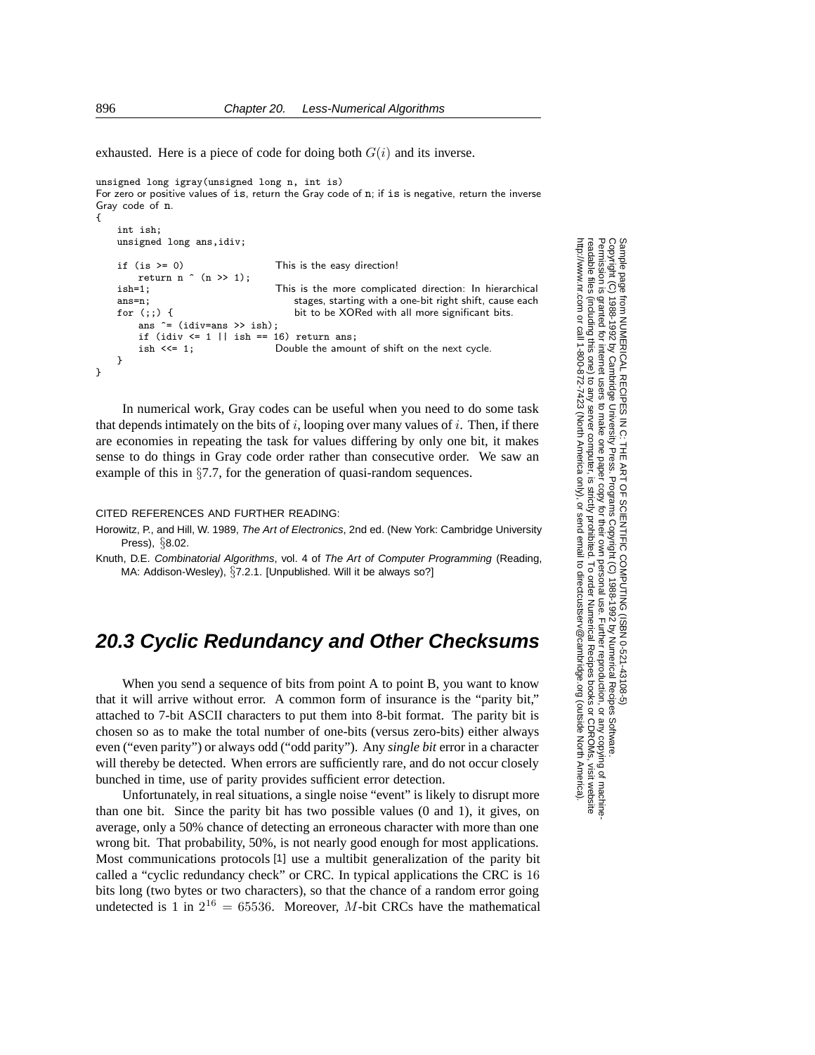exhausted. Here is a piece of code for doing both $G(i)$ and its inverse.

```
unsigned long igray(unsigned long n, int is)
For zero or positive values of is, return the Gray code of n; if is is negative, return the inverse
Gray code of n.
{
    int ish;
    unsigned long ans,idiv;

    if (is >= 0)                    This is the easy direction!
        return n ^ (n >> 1);
    ish=1;                          This is the more complicated direction: In hierarchical
    ans=n;                              stages, starting with a one-bit right shift, cause each
    for (;;) {                          bit to be XORed with all more significant bits.
        ans ^= (idiv=ans >> ish);
        if (idiv <= 1 || ish == 16) return ans;
        ish <<= 1;                  Double the amount of shift on the next cycle.
    }
}
```

In numerical work, Gray codes can be useful when you need to do some task that depends intimately on the bits of $i$, looping over many values of $i$. Then, if there are economies in repeating the task for values differing by only one bit, it makes sense to do things in Gray code order rather than consecutive order. We saw an example of this in §7.7, for the generation of quasi-random sequences.

CITED REFERENCES AND FURTHER READING:

Horowitz, P., and Hill, W. 1989, *The Art of Electronics*, 2nd ed. (New York: Cambridge University Press), §8.02.

Knuth, D.E. *Combinatorial Algorithms*, vol. 4 of *The Art of Computer Programming* (Reading, MA: Addison-Wesley), §7.2.1. [Unpublished. Will it be always so?]

## 20.3 Cyclic Redundancy and Other Checksums

When you send a sequence of bits from point A to point B, you want to know that it will arrive without error. A common form of insurance is the "parity bit," attached to 7-bit ASCII characters to put them into 8-bit format. The parity bit is chosen so as to make the total number of one-bits (versus zero-bits) either always even ("even parity") or always odd ("odd parity"). Any *single bit* error in a character will thereby be detected. When errors are sufficiently rare, and do not occur closely bunched in time, use of parity provides sufficient error detection.

Unfortunately, in real situations, a single noise "event" is likely to disrupt more than one bit. Since the parity bit has two possible values (0 and 1), it gives, on average, only a 50% chance of detecting an erroneous character with more than one wrong bit. That probability, 50%, is not nearly good enough for most applications. Most communications protocols [1] use a multibit generalization of the parity bit called a "cyclic redundancy check" or CRC. In typical applications the CRC is 16 bits long (two bytes or two characters), so that the chance of a random error going undetected is 1 in $2^{16} = 65536$. Moreover, $M$-bit CRCs have the mathematical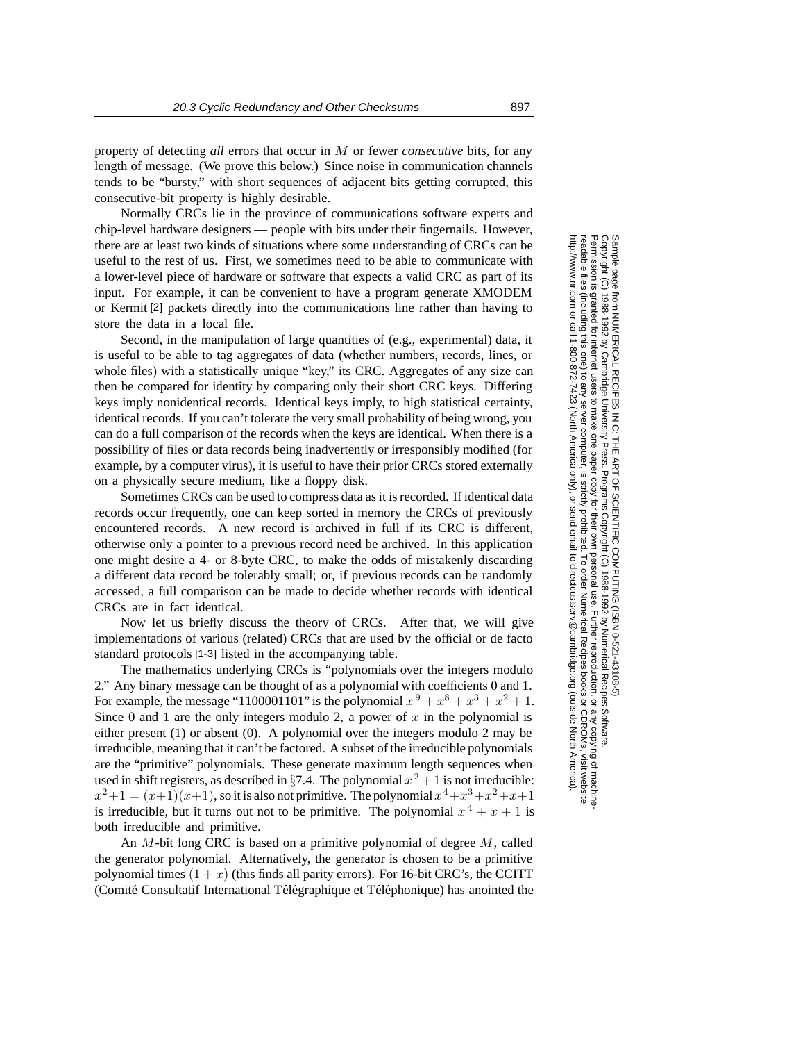property of detecting *all* errors that occur in $M$ or fewer *consecutive* bits, for any length of message. (We prove this below.) Since noise in communication channels tends to be "bursty," with short sequences of adjacent bits getting corrupted, this consecutive-bit property is highly desirable.

Normally CRCs lie in the province of communications software experts and chip-level hardware designers — people with bits under their fingernails. However, there are at least two kinds of situations where some understanding of CRCs can be useful to the rest of us. First, we sometimes need to be able to communicate with a lower-level piece of hardware or software that expects a valid CRC as part of its input. For example, it can be convenient to have a program generate XMODEM or Kermit [2] packets directly into the communications line rather than having to store the data in a local file.

Second, in the manipulation of large quantities of (e.g., experimental) data, it is useful to be able to tag aggregates of data (whether numbers, records, lines, or whole files) with a statistically unique "key," its CRC. Aggregates of any size can then be compared for identity by comparing only their short CRC keys. Differing keys imply nonidentical records. Identical keys imply, to high statistical certainty, identical records. If you can't tolerate the very small probability of being wrong, you can do a full comparison of the records when the keys are identical. When there is a possibility of files or data records being inadvertently or irresponsibly modified (for example, by a computer virus), it is useful to have their prior CRCs stored externally on a physically secure medium, like a floppy disk.

Sometimes CRCs can be used to compress data as it is recorded. If identical data records occur frequently, one can keep sorted in memory the CRCs of previously encountered records. A new record is archived in full if its CRC is different, otherwise only a pointer to a previous record need be archived. In this application one might desire a 4- or 8-byte CRC, to make the odds of mistakenly discarding a different data record be tolerably small; or, if previous records can be randomly accessed, a full comparison can be made to decide whether records with identical CRCs are in fact identical.

Now let us briefly discuss the theory of CRCs. After that, we will give implementations of various (related) CRCs that are used by the official or de facto standard protocols [1-3] listed in the accompanying table.

The mathematics underlying CRCs is "polynomials over the integers modulo 2." Any binary message can be thought of as a polynomial with coefficients 0 and 1. For example, the message "1100001101" is the polynomial $x^9 + x^8 + x^3 + x^2 + 1$. Since 0 and 1 are the only integers modulo 2, a power of $x$ in the polynomial is either present (1) or absent (0). A polynomial over the integers modulo 2 may be irreducible, meaning that it can't be factored. A subset of the irreducible polynomials are the "primitive" polynomials. These generate maximum length sequences when used in shift registers, as described in §7.4. The polynomial $x^2 + 1$ is not irreducible: $x^2+1 = (x+1)(x+1)$, so it is also not primitive. The polynomial $x^4+x^3+x^2+x+1$ is irreducible, but it turns out not to be primitive. The polynomial $x^4 + x + 1$ is both irreducible and primitive.

An $M$-bit long CRC is based on a primitive polynomial of degree $M$, called the generator polynomial. Alternatively, the generator is chosen to be a primitive polynomial times $(1 + x)$ (this finds all parity errors). For 16-bit CRC's, the CCITT (Comité Consultatif International Télégraphique et Téléphonique) has anointed the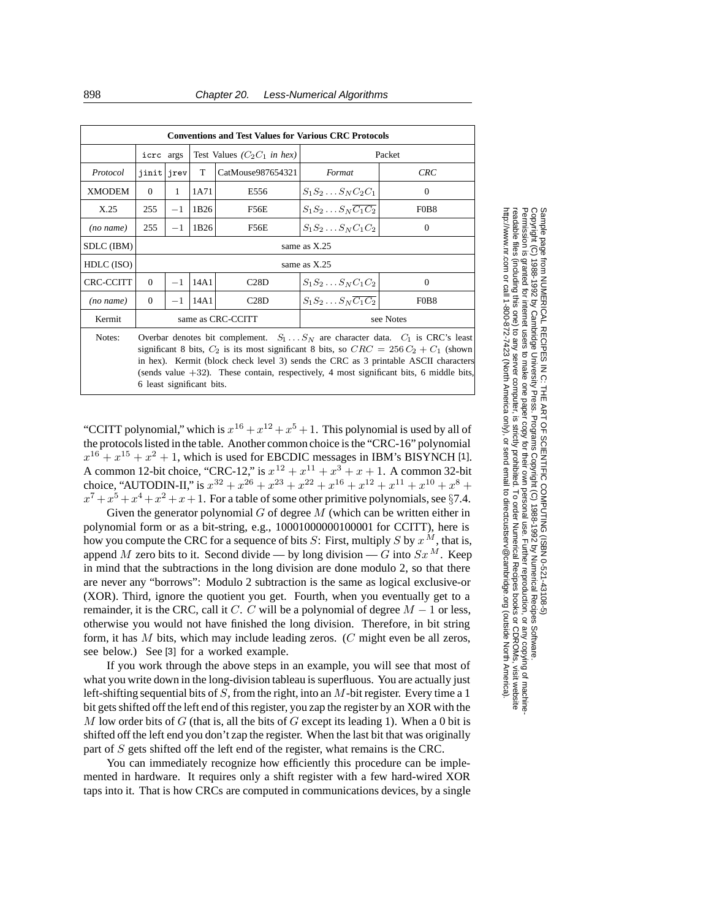| **Conventions and Test Values for Various CRC Protocols** | | | | | | |
|---|---|---|---|---|---|---|
| | `icrc` args | | Test Values ($C_2C_1$ *in hex*) | | Packet | |
| *Protocol* | `jinit` | `jrev` | T | CatMouse987654321 | *Format* | *CRC* |
| XMODEM | 0 | 1 | 1A71 | E556 | $S_1S_2 \dots S_N C_2 C_1$ | 0 |
| X.25 | 255 | $-1$ | 1B26 | F56E | $S_1S_2 \dots S_N \overline{C_1} \overline{C_2}$ | F0B8 |
| *(no name)* | 255 | $-1$ | 1B26 | F56E | $S_1S_2 \dots S_N C_1 C_2$ | 0 |
| SDLC (IBM) | same as X.25 | | | | | |
| HDLC (ISO) | same as X.25 | | | | | |
| CRC-CCITT | 0 | $-1$ | 14A1 | C28D | $S_1S_2 \dots S_N C_1 C_2$ | 0 |
| *(no name)* | 0 | $-1$ | 14A1 | C28D | $S_1S_2 \dots S_N \overline{C_1} \overline{C_2}$ | F0B8 |
| Kermit | same as CRC-CCITT | | | | see Notes | |
| Notes: | Overbar denotes bit complement. $S_1 \dots S_N$ are character data. $C_1$ is CRC's least significant 8 bits, $C_2$ is its most significant 8 bits, so $CRC = 256\,C_2 + C_1$ (shown in hex). Kermit (block check level 3) sends the CRC as 3 printable ASCII characters (sends value $+32$). These contain, respectively, 4 most significant bits, 6 middle bits, 6 least significant bits. | | | | | |

"CCITT polynomial," which is $x^{16} + x^{12} + x^5 + 1$. This polynomial is used by all of the protocols listed in the table. Another common choice is the "CRC-16" polynomial $x^{16} + x^{15} + x^2 + 1$, which is used for EBCDIC messages in IBM's BISYNCH [1]. A common 12-bit choice, "CRC-12," is $x^{12} + x^{11} + x^3 + x + 1$. A common 32-bit choice, "AUTODIN-II," is $x^{32} + x^{26} + x^{23} + x^{22} + x^{16} + x^{12} + x^{11} + x^{10} + x^8 + x^7 + x^5 + x^4 + x^2 + x + 1$. For a table of some other primitive polynomials, see §7.4.

Given the generator polynomial $G$ of degree $M$ (which can be written either in polynomial form or as a bit-string, e.g., 10001000000100001 for CCITT), here is how you compute the CRC for a sequence of bits $S$: First, multiply $S$ by $x^M$, that is, append $M$ zero bits to it. Second divide — by long division — $G$ into $Sx^M$. Keep in mind that the subtractions in the long division are done modulo 2, so that there are never any "borrows": Modulo 2 subtraction is the same as logical exclusive-or (XOR). Third, ignore the quotient you get. Fourth, when you eventually get to a remainder, it is the CRC, call it $C$. $C$ will be a polynomial of degree $M - 1$ or less, otherwise you would not have finished the long division. Therefore, in bit string form, it has $M$ bits, which may include leading zeros. ($C$ might even be all zeros, see below.) See [3] for a worked example.

If you work through the above steps in an example, you will see that most of what you write down in the long-division tableau is superfluous. You are actually just left-shifting sequential bits of $S$, from the right, into an $M$-bit register. Every time a 1 bit gets shifted off the left end of this register, you zap the register by an XOR with the $M$ low order bits of $G$ (that is, all the bits of $G$ except its leading 1). When a 0 bit is shifted off the left end you don't zap the register. When the last bit that was originally part of $S$ gets shifted off the left end of the register, what remains is the CRC.

You can immediately recognize how efficiently this procedure can be implemented in hardware. It requires only a shift register with a few hard-wired XOR taps into it. That is how CRCs are computed in communications devices, by a single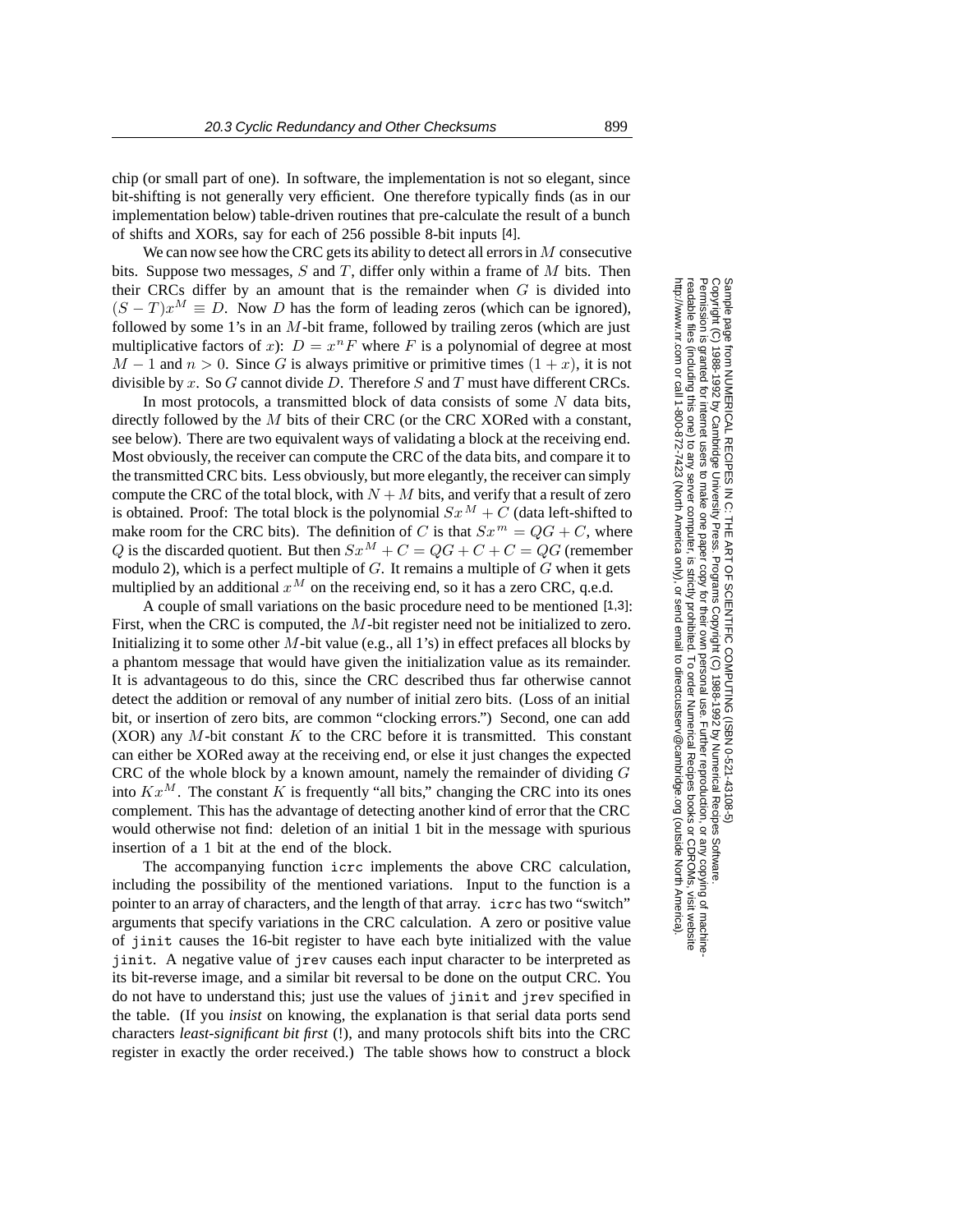chip (or small part of one). In software, the implementation is not so elegant, since bit-shifting is not generally very efficient. One therefore typically finds (as in our implementation below) table-driven routines that pre-calculate the result of a bunch of shifts and XORs, say for each of 256 possible 8-bit inputs [4].

We can now see how the CRC gets its ability to detect all errors in $M$ consecutive bits. Suppose two messages, $S$ and $T$, differ only within a frame of $M$ bits. Then their CRCs differ by an amount that is the remainder when $G$ is divided into $(S - T)x^M \equiv D$. Now $D$ has the form of leading zeros (which can be ignored), followed by some 1's in an $M$-bit frame, followed by trailing zeros (which are just multiplicative factors of $x$): $D = x^n F$ where $F$ is a polynomial of degree at most $M - 1$ and $n > 0$. Since $G$ is always primitive or primitive times $(1 + x)$, it is not divisible by $x$. So $G$ cannot divide $D$. Therefore $S$ and $T$ must have different CRCs.

In most protocols, a transmitted block of data consists of some $N$ data bits, directly followed by the $M$ bits of their CRC (or the CRC XORed with a constant, see below). There are two equivalent ways of validating a block at the receiving end. Most obviously, the receiver can compute the CRC of the data bits, and compare it to the transmitted CRC bits. Less obviously, but more elegantly, the receiver can simply compute the CRC of the total block, with $N + M$ bits, and verify that a result of zero is obtained. Proof: The total block is the polynomial $Sx^M + C$ (data left-shifted to make room for the CRC bits). The definition of $C$ is that $Sx^m = QG + C$, where $Q$ is the discarded quotient. But then $Sx^M + C = QG + C + C = QG$ (remember modulo 2), which is a perfect multiple of $G$. It remains a multiple of $G$ when it gets multiplied by an additional $x^M$ on the receiving end, so it has a zero CRC, q.e.d.

A couple of small variations on the basic procedure need to be mentioned [1,3]: First, when the CRC is computed, the $M$-bit register need not be initialized to zero. Initializing it to some other $M$-bit value (e.g., all 1's) in effect prefaces all blocks by a phantom message that would have given the initialization value as its remainder. It is advantageous to do this, since the CRC described thus far otherwise cannot detect the addition or removal of any number of initial zero bits. (Loss of an initial bit, or insertion of zero bits, are common "clocking errors.") Second, one can add (XOR) any $M$-bit constant $K$ to the CRC before it is transmitted. This constant can either be XORed away at the receiving end, or else it just changes the expected CRC of the whole block by a known amount, namely the remainder of dividing $G$ into $Kx^M$. The constant $K$ is frequently "all bits," changing the CRC into its ones complement. This has the advantage of detecting another kind of error that the CRC would otherwise not find: deletion of an initial 1 bit in the message with spurious insertion of a 1 bit at the end of the block.

The accompanying function `icrc` implements the above CRC calculation, including the possibility of the mentioned variations. Input to the function is a pointer to an array of characters, and the length of that array. `icrc` has two "switch" arguments that specify variations in the CRC calculation. A zero or positive value of `jinit` causes the 16-bit register to have each byte initialized with the value `jinit`. A negative value of `jrev` causes each input character to be interpreted as its bit-reverse image, and a similar bit reversal to be done on the output CRC. You do not have to understand this; just use the values of `jinit` and `jrev` specified in the table. (If you *insist* on knowing, the explanation is that serial data ports send characters *least-significant bit first* (!), and many protocols shift bits into the CRC register in exactly the order received.) The table shows how to construct a block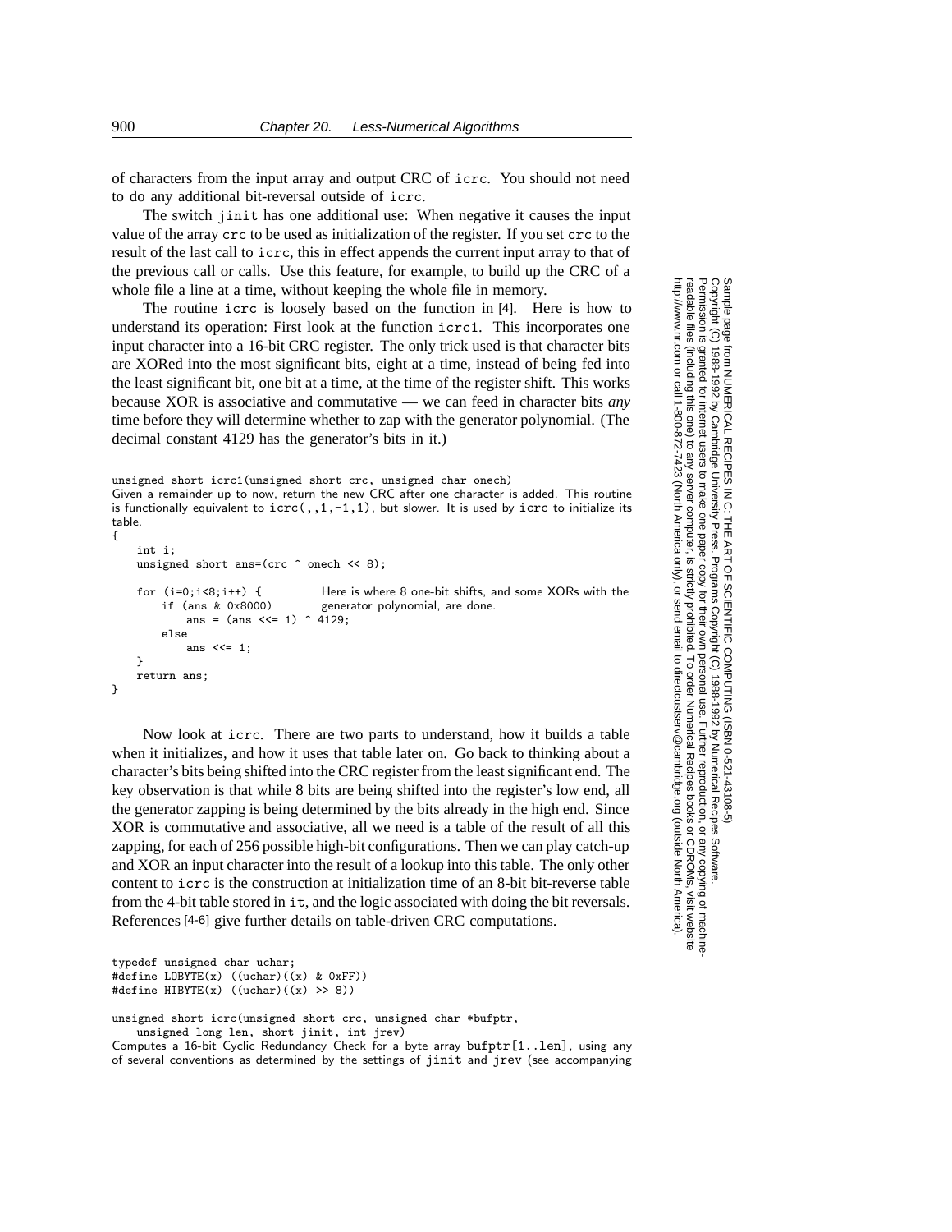of characters from the input array and output CRC of icrc. You should not need to do any additional bit-reversal outside of icrc.

The switch jinit has one additional use: When negative it causes the input value of the array crc to be used as initialization of the register. If you set crc to the result of the last call to icrc, this in effect appends the current input array to that of the previous call or calls. Use this feature, for example, to build up the CRC of a whole file a line at a time, without keeping the whole file in memory.

The routine icrc is loosely based on the function in [4]. Here is how to understand its operation: First look at the function icrc1. This incorporates one input character into a 16-bit CRC register. The only trick used is that character bits are XORed into the most significant bits, eight at a time, instead of being fed into the least significant bit, one bit at a time, at the time of the register shift. This works because XOR is associative and commutative — we can feed in character bits *any* time before they will determine whether to zap with the generator polynomial. (The decimal constant 4129 has the generator's bits in it.)

```
unsigned short icrc1(unsigned short crc, unsigned char onech)
```

Given a remainder up to now, return the new CRC after one character is added. This routine is functionally equivalent to icrc(,,1,-1,1), but slower. It is used by icrc to initialize its table.

```
{
    int i;
    unsigned short ans=(crc ^ onech << 8);

    for (i=0;i<8;i++) {             Here is where 8 one-bit shifts, and some XORs with the
        if (ans & 0x8000)           generator polynomial, are done.
            ans = (ans <<= 1) ^ 4129;
        else
            ans <<= 1;
    }
    return ans;
}
```

Now look at icrc. There are two parts to understand, how it builds a table when it initializes, and how it uses that table later on. Go back to thinking about a character's bits being shifted into the CRC register from the least significant end. The key observation is that while 8 bits are being shifted into the register's low end, all the generator zapping is being determined by the bits already in the high end. Since XOR is commutative and associative, all we need is a table of the result of all this zapping, for each of 256 possible high-bit configurations. Then we can play catch-up and XOR an input character into the result of a lookup into this table. The only other content to icrc is the construction at initialization time of an 8-bit bit-reverse table from the 4-bit table stored in it, and the logic associated with doing the bit reversals. References [4-6] give further details on table-driven CRC computations.

```
typedef unsigned char uchar;
#define LOBYTE(x) ((uchar)((x) & 0xFF))
#define HIBYTE(x) ((uchar)((x) >> 8))

unsigned short icrc(unsigned short crc, unsigned char *bufptr,
    unsigned long len, short jinit, int jrev)
```

Computes a 16-bit Cyclic Redundancy Check for a byte array bufptr[1..len], using any of several conventions as determined by the settings of jinit and jrev (see accompanying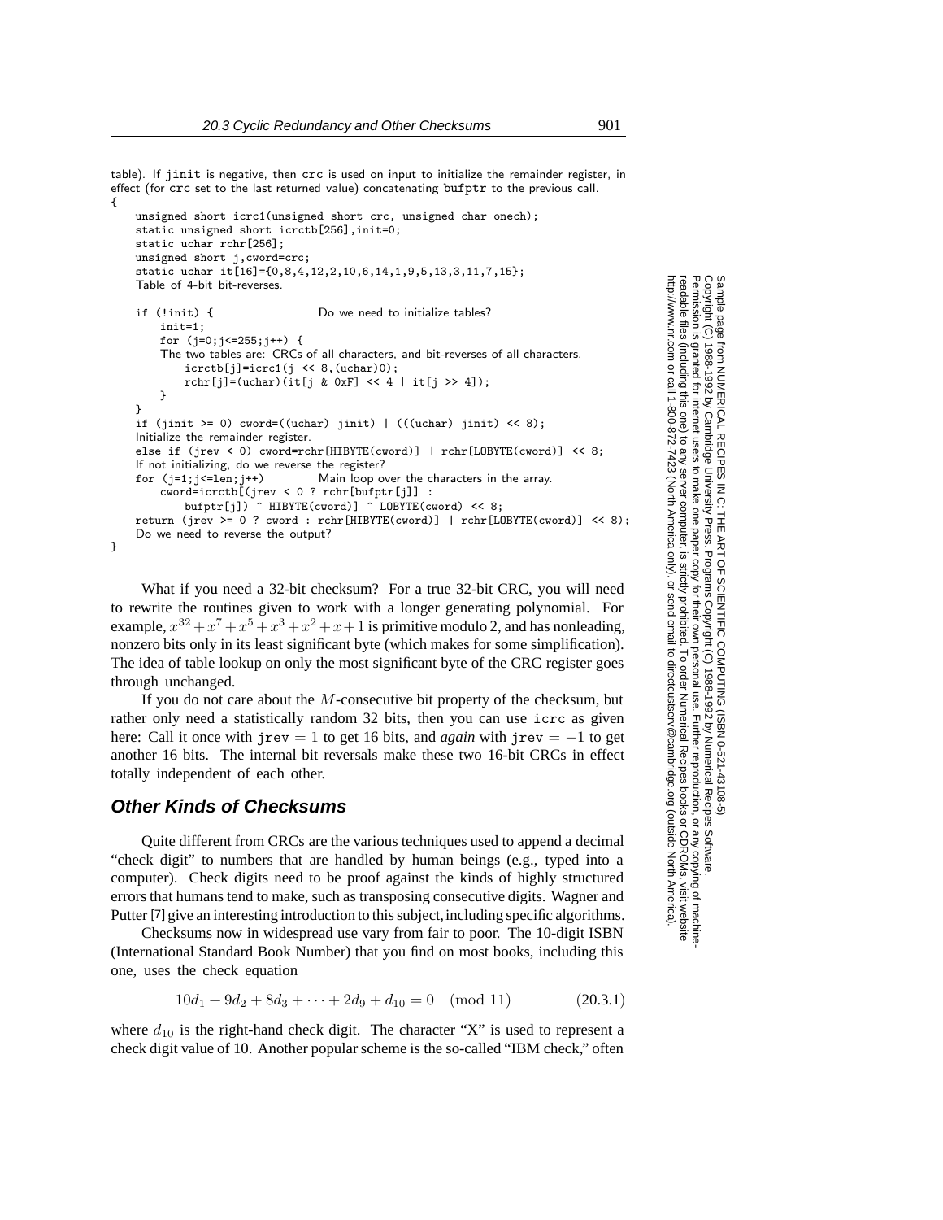table). If jinit is negative, then crc is used on input to initialize the remainder register, in effect (for crc set to the last returned value) concatenating bufptr to the previous call.

```
{
    unsigned short icrc1(unsigned short crc, unsigned char onech);
    static unsigned short icrctb[256],init=0;
    static uchar rchr[256];
    unsigned short j,cword=crc;
    static uchar it[16]={0,8,4,12,2,10,6,14,1,9,5,13,3,11,7,15};
    Table of 4-bit bit-reverses.

    if (!init) {                    Do we need to initialize tables?
        init=1;
        for (j=0;j<=255;j++) {
        The two tables are: CRCs of all characters, and bit-reverses of all characters.
            icrctb[j]=icrc1(j << 8,(uchar)0);
            rchr[j]=(uchar)(it[j & 0xF] << 4 | it[j >> 4]);
        }
    }
    if (jinit >= 0) cword=((uchar) jinit) | (((uchar) jinit) << 8);
    Initialize the remainder register.
    else if (jrev < 0) cword=rchr[HIBYTE(cword)] | rchr[LOBYTE(cword)] << 8;
    If not initializing, do we reverse the register?
    for (j=1;j<=len;j++)            Main loop over the characters in the array.
        cword=icrctb[(jrev < 0 ? rchr[bufptr[j]] :
            bufptr[j]) ^ HIBYTE(cword)] ^ LOBYTE(cword) << 8;
    return (jrev >= 0 ? cword : rchr[HIBYTE(cword)] | rchr[LOBYTE(cword)] << 8);
    Do we need to reverse the output?
}
```

What if you need a 32-bit checksum? For a true 32-bit CRC, you will need to rewrite the routines given to work with a longer generating polynomial. For example, $x^{32}+x^7+x^5+x^3+x^2+x+1$ is primitive modulo 2, and has nonleading, nonzero bits only in its least significant byte (which makes for some simplification). The idea of table lookup on only the most significant byte of the CRC register goes through unchanged.

If you do not care about the $M$-consecutive bit property of the checksum, but rather only need a statistically random 32 bits, then you can use icrc as given here: Call it once with jrev $= 1$ to get 16 bits, and *again* with jrev $= -1$ to get another 16 bits. The internal bit reversals make these two 16-bit CRCs in effect totally independent of each other.

## Other Kinds of Checksums

Quite different from CRCs are the various techniques used to append a decimal "check digit" to numbers that are handled by human beings (e.g., typed into a computer). Check digits need to be proof against the kinds of highly structured errors that humans tend to make, such as transposing consecutive digits. Wagner and Putter [7] give an interesting introduction to this subject, including specific algorithms.

Checksums now in widespread use vary from fair to poor. The 10-digit ISBN (International Standard Book Number) that you find on most books, including this one, uses the check equation

$$10d_1 + 9d_2 + 8d_3 + \cdots + 2d_9 + d_{10} = 0 \pmod{11} \qquad (20.3.1)$$

where $d_{10}$ is the right-hand check digit. The character "X" is used to represent a check digit value of 10. Another popular scheme is the so-called "IBM check," often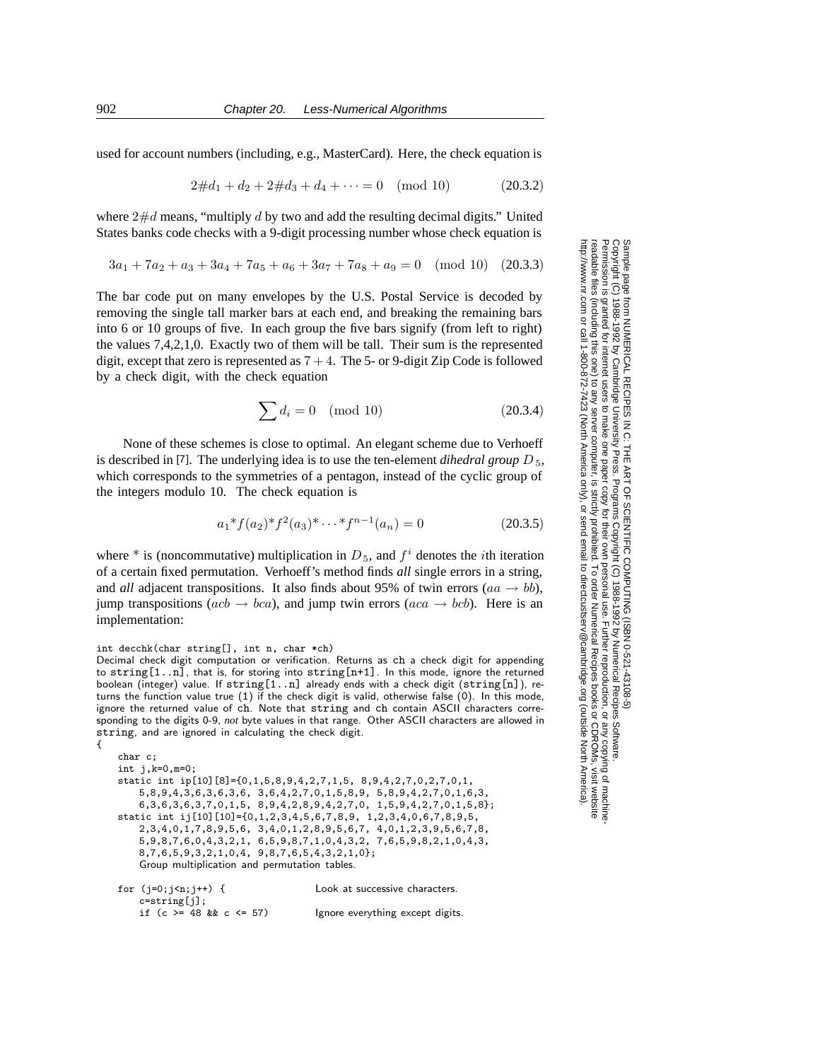used for account numbers (including, e.g., MasterCard). Here, the check equation is

$$2\#d_1 + d_2 + 2\#d_3 + d_4 + \cdots = 0 \pmod{10} \qquad (20.3.2)$$

where $2\#d$ means, "multiply $d$ by two and add the resulting decimal digits." United States banks code checks with a 9-digit processing number whose check equation is

$$3a_1 + 7a_2 + a_3 + 3a_4 + 7a_5 + a_6 + 3a_7 + 7a_8 + a_9 = 0 \pmod{10} \quad (20.3.3)$$

The bar code put on many envelopes by the U.S. Postal Service is decoded by removing the single tall marker bars at each end, and breaking the remaining bars into 6 or 10 groups of five. In each group the five bars signify (from left to right) the values 7,4,2,1,0. Exactly two of them will be tall. Their sum is the represented digit, except that zero is represented as $7 + 4$. The 5- or 9-digit Zip Code is followed by a check digit, with the check equation

$$\sum d_i = 0 \pmod{10} \qquad (20.3.4)$$

None of these schemes is close to optimal. An elegant scheme due to Verhoeff is described in [7]. The underlying idea is to use the ten-element *dihedral group* $D_5$, which corresponds to the symmetries of a pentagon, instead of the cyclic group of the integers modulo 10. The check equation is

$$a_1 {*} f(a_2) {*} f^2(a_3) {*} \cdots {*} f^{n-1}(a_n) = 0 \qquad (20.3.5)$$

where * is (noncommutative) multiplication in $D_5$, and $f^i$ denotes the $i$th iteration of a certain fixed permutation. Verhoeff's method finds *all* single errors in a string, and *all* adjacent transpositions. It also finds about 95% of twin errors ($aa \to bb$), jump transpositions ($acb \to bca$), and jump twin errors ($aca \to bcb$). Here is an implementation:

```
int decchk(char string[], int n, char *ch)
```

Decimal check digit computation or verification. Returns as `ch` a check digit for appending to `string[1..n]`, that is, for storing into `string[n+1]`. In this mode, ignore the returned boolean (integer) value. If `string[1..n]` already ends with a check digit (`string[n]`), returns the function value true (1) if the check digit is valid, otherwise false (0). In this mode, ignore the returned value of `ch`. Note that `string` and `ch` contain ASCII characters corresponding to the digits 0-9, *not* byte values in that range. Other ASCII characters are allowed in `string`, and are ignored in calculating the check digit.

```
{
    char c;
    int j,k=0,m=0;
    static int ip[10][8]={0,1,5,8,9,4,2,7,1,5, 8,9,4,2,7,0,2,7,0,1,
        5,8,9,4,3,6,3,6,3,6, 3,6,4,2,7,0,1,5,8,9, 5,8,9,4,2,7,0,1,6,3,
        6,3,6,3,6,3,7,0,1,5, 8,9,4,2,8,9,4,2,7,0, 1,5,9,4,2,7,0,1,5,8};
    static int ij[10][10]={0,1,2,3,4,5,6,7,8,9, 1,2,3,4,0,6,7,8,9,5,
        2,3,4,0,1,7,8,9,5,6, 3,4,0,1,2,8,9,5,6,7, 4,0,1,2,3,9,5,6,7,8,
        5,9,8,7,6,0,4,3,2,1, 6,5,9,8,7,1,0,4,3,2, 7,6,5,9,8,2,1,0,4,3,
        8,7,6,5,9,3,2,1,0,4, 9,8,7,6,5,4,3,2,1,0};
        Group multiplication and permutation tables.

    for (j=0;j<n;j++) {                 Look at successive characters.
        c=string[j];
        if (c >= 48 && c <= 57)         Ignore everything except digits.
```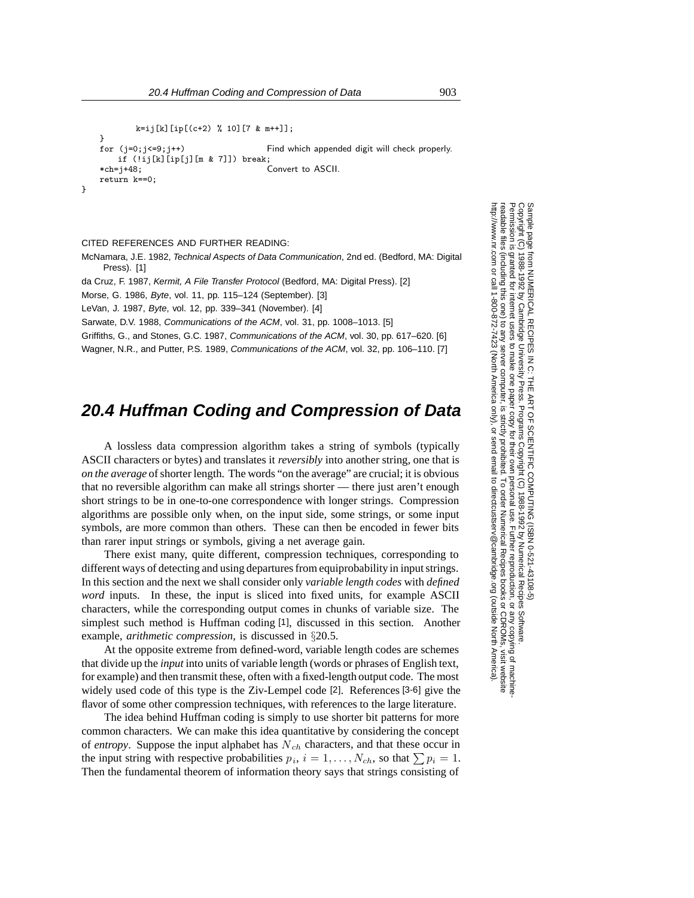```
        k=ij[k][ip[(c+2) % 10][7 & m++]];
    }
    for (j=0;j<=9;j++)                    Find which appended digit will check properly.
        if (!ij[k][ip[j][m & 7]]) break;
    *ch=j+48;                             Convert to ASCII.
    return k==0;
}
```

CITED REFERENCES AND FURTHER READING:

McNamara, J.E. 1982, *Technical Aspects of Data Communication*, 2nd ed. (Bedford, MA: Digital Press). [1]

da Cruz, F. 1987, *Kermit, A File Transfer Protocol* (Bedford, MA: Digital Press). [2]

Morse, G. 1986, *Byte*, vol. 11, pp. 115–124 (September). [3]

LeVan, J. 1987, *Byte*, vol. 12, pp. 339–341 (November). [4]

Sarwate, D.V. 1988, *Communications of the ACM*, vol. 31, pp. 1008–1013. [5]

Griffiths, G., and Stones, G.C. 1987, *Communications of the ACM*, vol. 30, pp. 617–620. [6]

Wagner, N.R., and Putter, P.S. 1989, *Communications of the ACM*, vol. 32, pp. 106–110. [7]

## 20.4 Huffman Coding and Compression of Data

A lossless data compression algorithm takes a string of symbols (typically ASCII characters or bytes) and translates it *reversibly* into another string, one that is *on the average* of shorter length. The words "on the average" are crucial; it is obvious that no reversible algorithm can make all strings shorter — there just aren't enough short strings to be in one-to-one correspondence with longer strings. Compression algorithms are possible only when, on the input side, some strings, or some input symbols, are more common than others. These can then be encoded in fewer bits than rarer input strings or symbols, giving a net average gain.

There exist many, quite different, compression techniques, corresponding to different ways of detecting and using departures from equiprobability in input strings. In this section and the next we shall consider only *variable length codes* with *defined word* inputs. In these, the input is sliced into fixed units, for example ASCII characters, while the corresponding output comes in chunks of variable size. The simplest such method is Huffman coding [1], discussed in this section. Another example, *arithmetic compression*, is discussed in §20.5.

At the opposite extreme from defined-word, variable length codes are schemes that divide up the *input* into units of variable length (words or phrases of English text, for example) and then transmit these, often with a fixed-length output code. The most widely used code of this type is the Ziv-Lempel code [2]. References [3-6] give the flavor of some other compression techniques, with references to the large literature.

The idea behind Huffman coding is simply to use shorter bit patterns for more common characters. We can make this idea quantitative by considering the concept of *entropy*. Suppose the input alphabet has $N_{ch}$ characters, and that these occur in the input string with respective probabilities $p_i$, $i = 1, \ldots, N_{ch}$, so that $\sum p_i = 1$. Then the fundamental theorem of information theory says that strings consisting of

Sample page from NUMERICAL RECIPES IN C: THE ART OF SCIENTIFIC COMPUTING (ISBN 0-521-43108-5)
Copyright (C) 1988-1992 by Cambridge University Press. Programs Copyright (C) 1988-1992 by Numerical Recipes Software.
Permission is granted for internet users to make one paper copy for their own personal use. Further reproduction, or any copying of machine-readable files (including this one) to any server computer, is strictly prohibited. To order Numerical Recipes books or CDROMs, visit website http://www.nr.com or call 1-800-872-7423 (North America only), or send email to directcustserv@cambridge.org (outside North America).